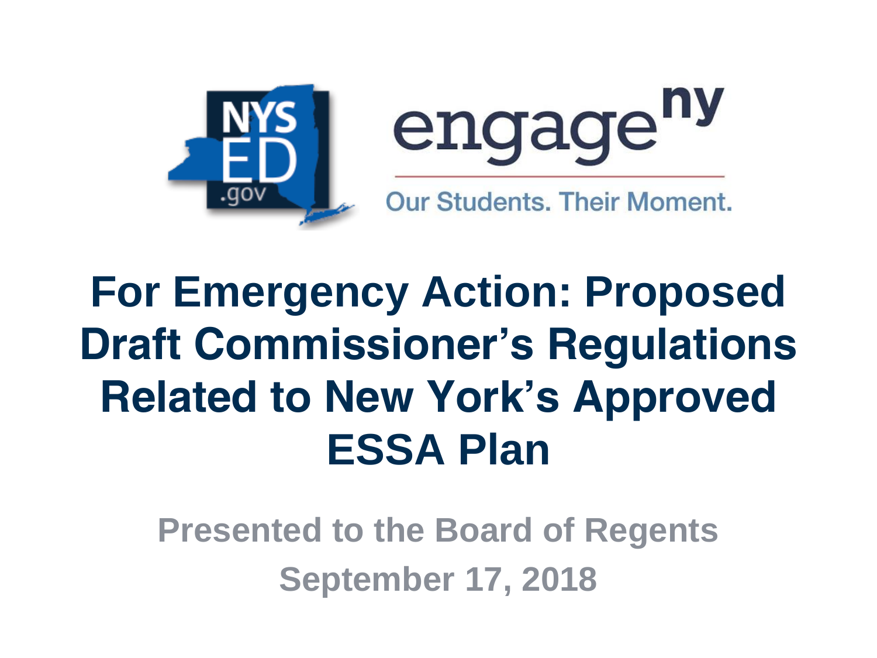NYS ED .gov

engage[ny]

Our Students. Their Moment.

# For Emergency Action: Proposed Draft Commissioner's Regulations Related to New York's Approved ESSA Plan

Presented to the Board of Regents

September 17, 2018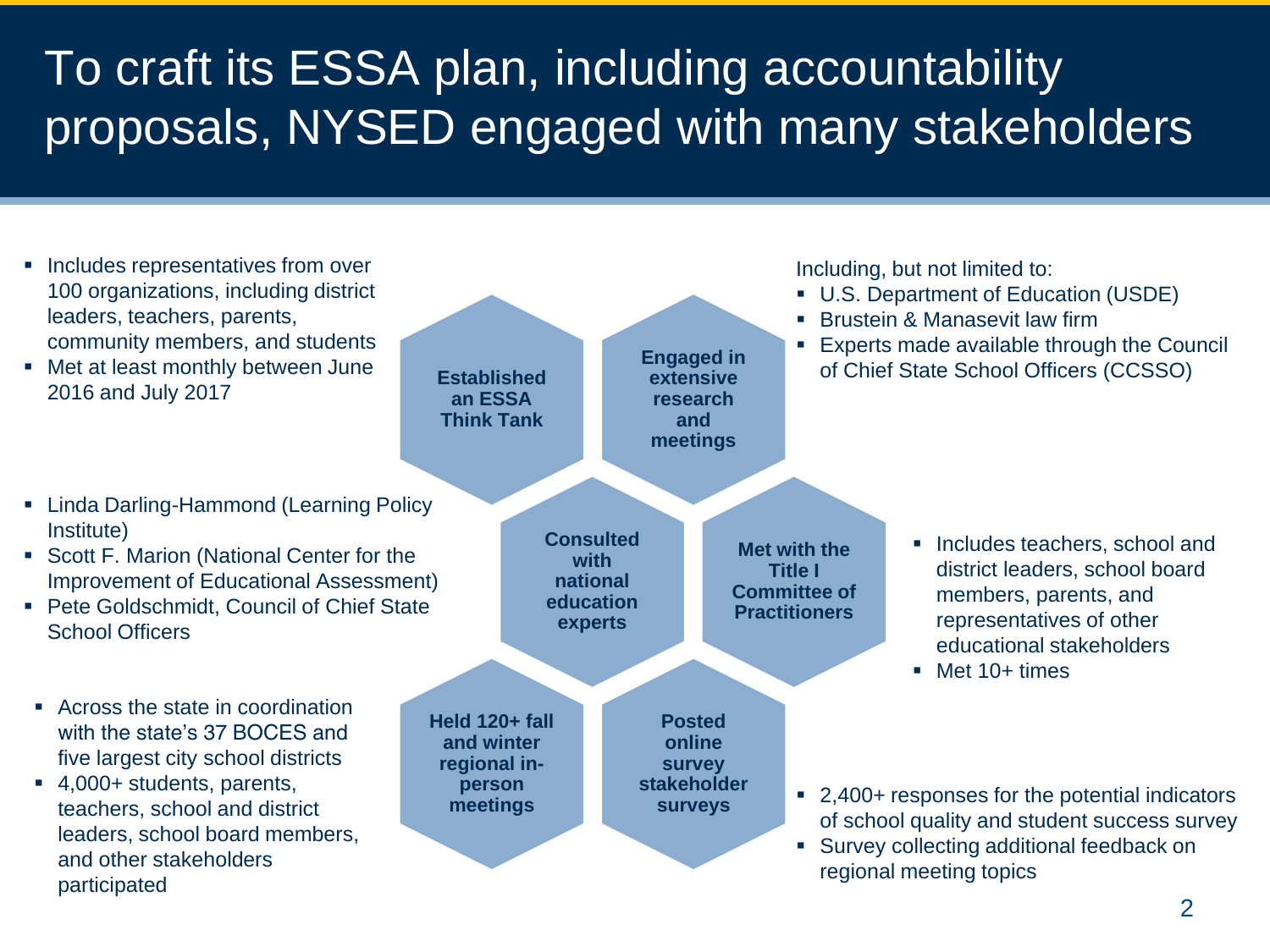# To craft its ESSA plan, including accountability proposals, NYSED engaged with many stakeholders

**Established an ESSA Think Tank**

- Includes representatives from over 100 organizations, including district leaders, teachers, parents, community members, and students
- Met at least monthly between June 2016 and July 2017

**Engaged in extensive research and meetings**

Including, but not limited to:

- U.S. Department of Education (USDE)
- Brustein & Manasevit law firm
- Experts made available through the Council of Chief State School Officers (CCSSO)

**Consulted with national education experts**

- Linda Darling-Hammond (Learning Policy Institute)
- Scott F. Marion (National Center for the Improvement of Educational Assessment)
- Pete Goldschmidt, Council of Chief State School Officers

**Met with the Title I Committee of Practitioners**

- Includes teachers, school and district leaders, school board members, parents, and representatives of other educational stakeholders
- Met 10+ times

**Held 120+ fall and winter regional in-person meetings**

- Across the state in coordination with the state's 37 BOCES and five largest city school districts
- 4,000+ students, parents, teachers, school and district leaders, school board members, and other stakeholders participated

**Posted online survey stakeholder surveys**

- 2,400+ responses for the potential indicators of school quality and student success survey
- Survey collecting additional feedback on regional meeting topics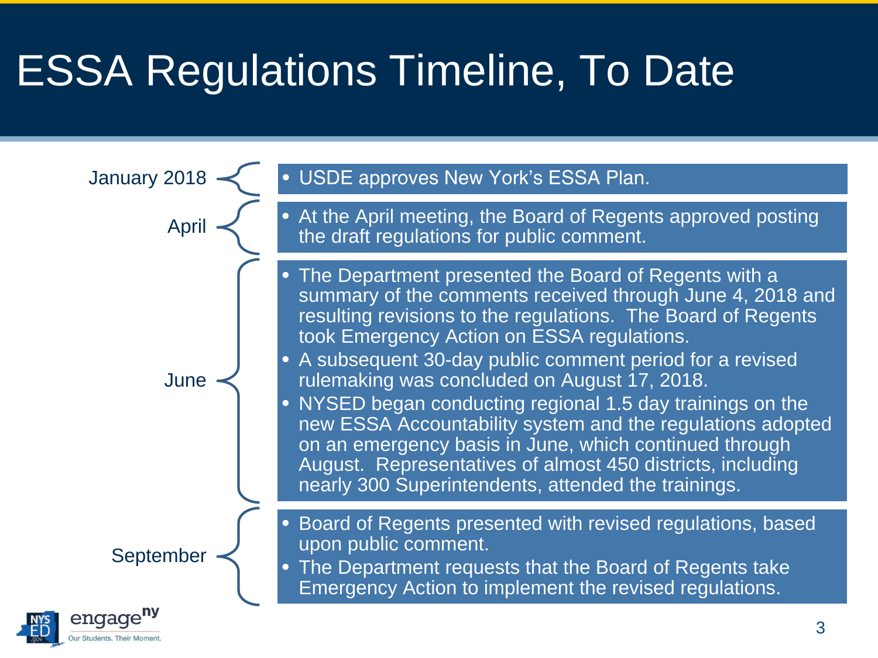# ESSA Regulations Timeline, To Date

**January 2018**

- USDE approves New York's ESSA Plan.

**April**

- At the April meeting, the Board of Regents approved posting the draft regulations for public comment.

**June**

- The Department presented the Board of Regents with a summary of the comments received through June 4, 2018 and resulting revisions to the regulations. The Board of Regents took Emergency Action on ESSA regulations.
- A subsequent 30-day public comment period for a revised rulemaking was concluded on August 17, 2018.
- NYSED began conducting regional 1.5 day trainings on the new ESSA Accountability system and the regulations adopted on an emergency basis in June, which continued through August. Representatives of almost 450 districts, including nearly 300 Superintendents, attended the trainings.

**September**

- Board of Regents presented with revised regulations, based upon public comment.
- The Department requests that the Board of Regents take Emergency Action to implement the revised regulations.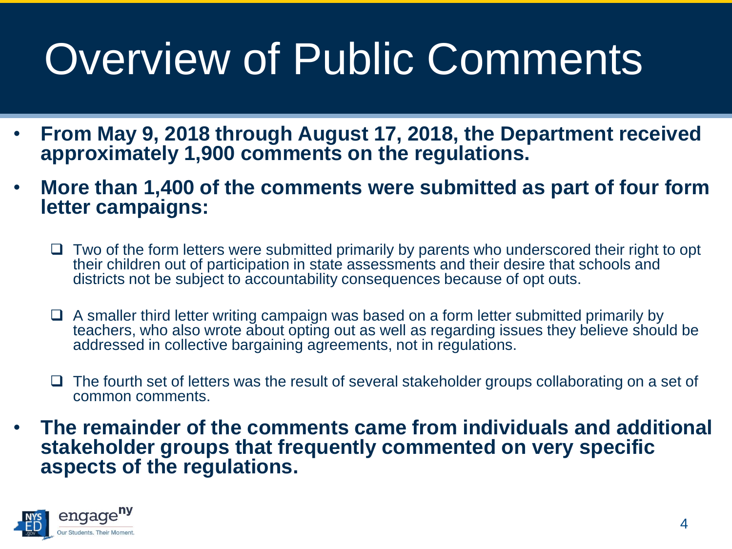# Overview of Public Comments

- **From May 9, 2018 through August 17, 2018, the Department received approximately 1,900 comments on the regulations.**
- **More than 1,400 of the comments were submitted as part of four form letter campaigns:**
  - Two of the form letters were submitted primarily by parents who underscored their right to opt their children out of participation in state assessments and their desire that schools and districts not be subject to accountability consequences because of opt outs.
  - A smaller third letter writing campaign was based on a form letter submitted primarily by teachers, who also wrote about opting out as well as regarding issues they believe should be addressed in collective bargaining agreements, not in regulations.
  - The fourth set of letters was the result of several stakeholder groups collaborating on a set of common comments.
- **The remainder of the comments came from individuals and additional stakeholder groups that frequently commented on very specific aspects of the regulations.**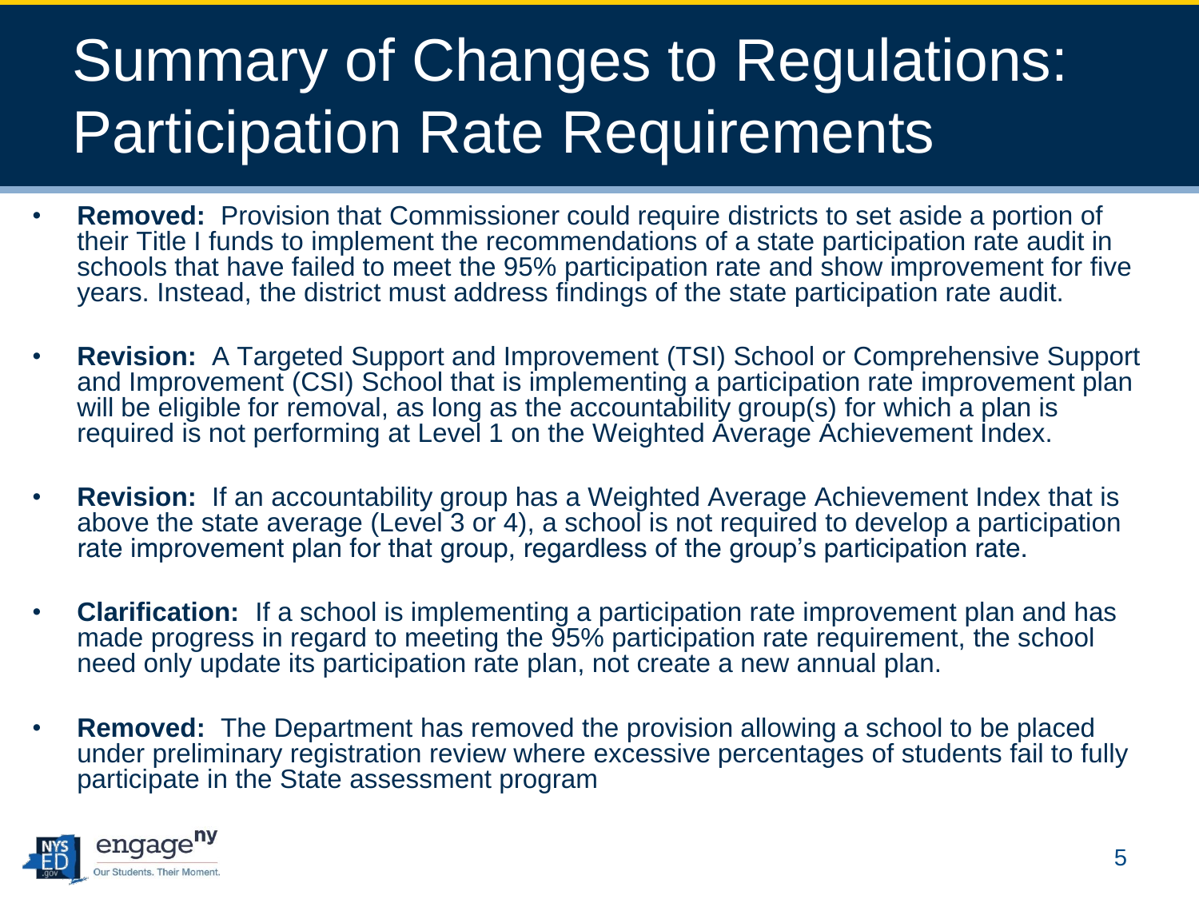# Summary of Changes to Regulations: Participation Rate Requirements

- **Removed:** Provision that Commissioner could require districts to set aside a portion of their Title I funds to implement the recommendations of a state participation rate audit in schools that have failed to meet the 95% participation rate and show improvement for five years. Instead, the district must address findings of the state participation rate audit.

- **Revision:** A Targeted Support and Improvement (TSI) School or Comprehensive Support and Improvement (CSI) School that is implementing a participation rate improvement plan will be eligible for removal, as long as the accountability group(s) for which a plan is required is not performing at Level 1 on the Weighted Average Achievement Index.

- **Revision:** If an accountability group has a Weighted Average Achievement Index that is above the state average (Level 3 or 4), a school is not required to develop a participation rate improvement plan for that group, regardless of the group's participation rate.

- **Clarification:** If a school is implementing a participation rate improvement plan and has made progress in regard to meeting the 95% participation rate requirement, the school need only update its participation rate plan, not create a new annual plan.

- **Removed:** The Department has removed the provision allowing a school to be placed under preliminary registration review where excessive percentages of students fail to fully participate in the State assessment program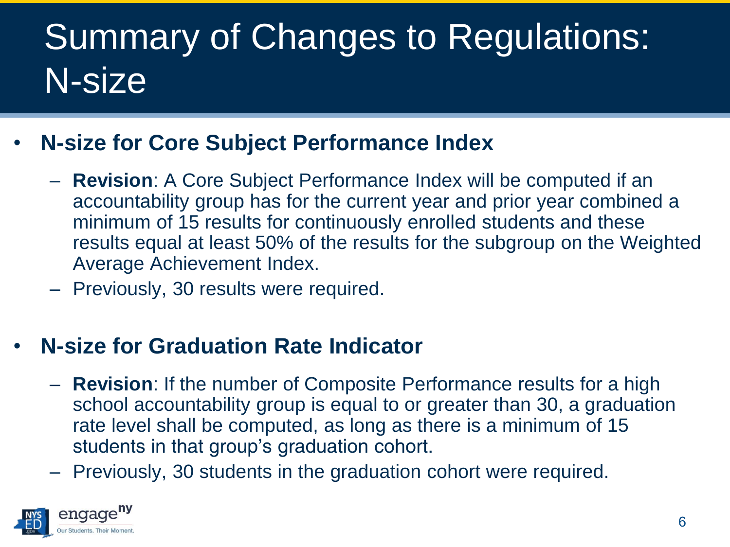# Summary of Changes to Regulations: N-size

- **N-size for Core Subject Performance Index**
  - **Revision**: A Core Subject Performance Index will be computed if an accountability group has for the current year and prior year combined a minimum of 15 results for continuously enrolled students and these results equal at least 50% of the results for the subgroup on the Weighted Average Achievement Index.
  - Previously, 30 results were required.

- **N-size for Graduation Rate Indicator**
  - **Revision**: If the number of Composite Performance results for a high school accountability group is equal to or greater than 30, a graduation rate level shall be computed, as long as there is a minimum of 15 students in that group's graduation cohort.
  - Previously, 30 students in the graduation cohort were required.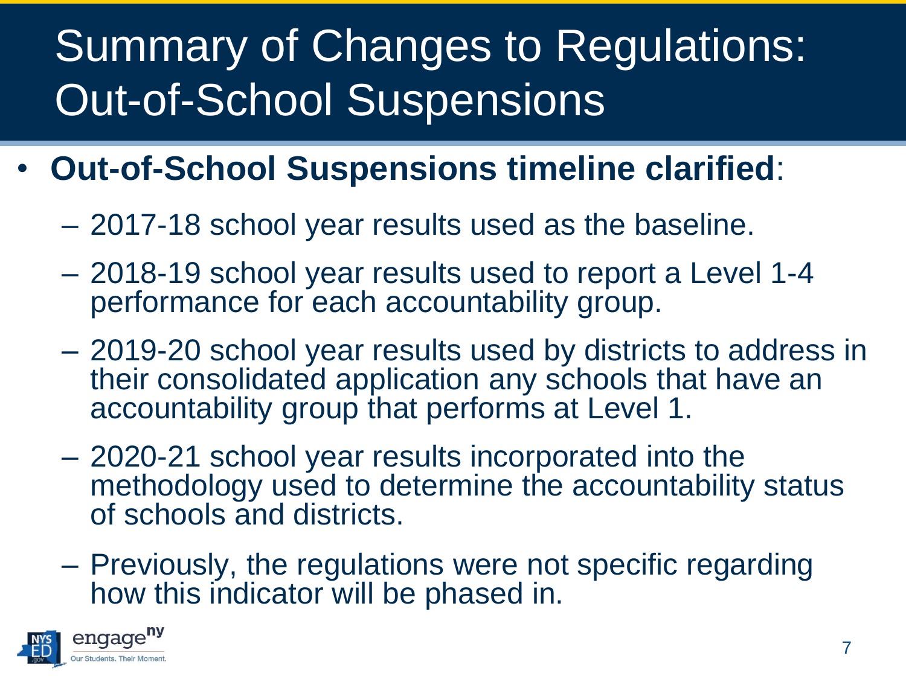# Summary of Changes to Regulations: Out-of-School Suspensions

- **Out-of-School Suspensions timeline clarified**:
  - 2017-18 school year results used as the baseline.
  - 2018-19 school year results used to report a Level 1-4 performance for each accountability group.
  - 2019-20 school year results used by districts to address in their consolidated application any schools that have an accountability group that performs at Level 1.
  - 2020-21 school year results incorporated into the methodology used to determine the accountability status of schools and districts.
  - Previously, the regulations were not specific regarding how this indicator will be phased in.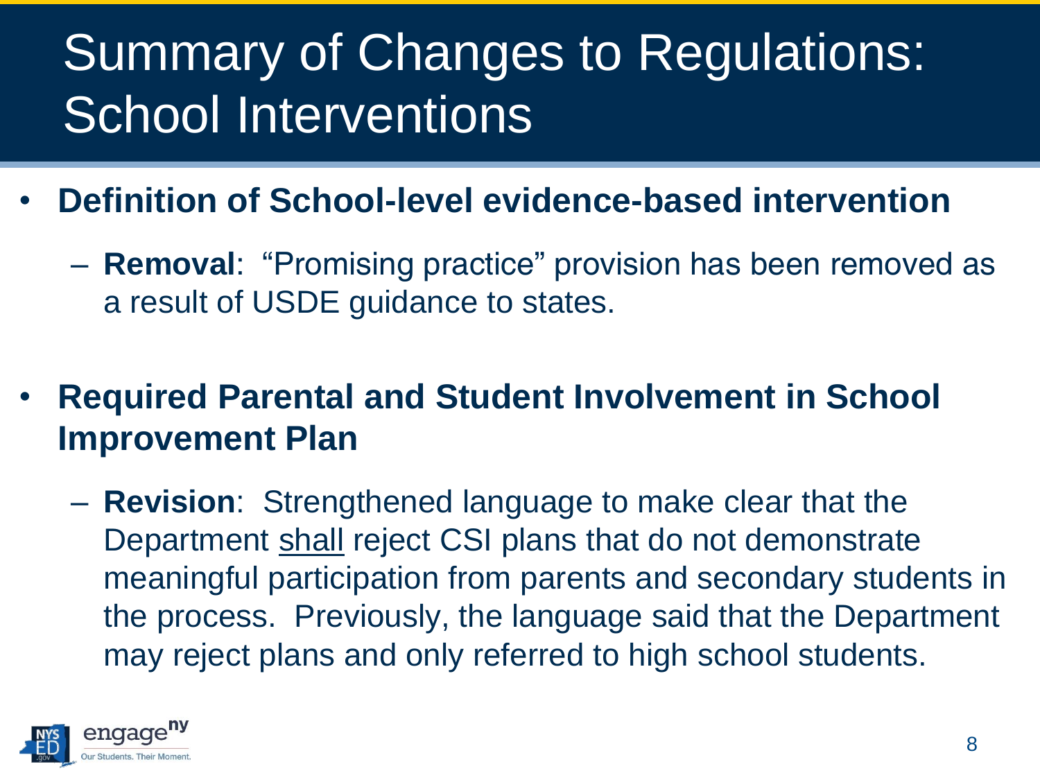# Summary of Changes to Regulations: School Interventions

- **Definition of School-level evidence-based intervention**
  - **Removal**: "Promising practice" provision has been removed as a result of USDE guidance to states.

- **Required Parental and Student Involvement in School Improvement Plan**
  - **Revision**: Strengthened language to make clear that the Department <u>shall</u> reject CSI plans that do not demonstrate meaningful participation from parents and secondary students in the process. Previously, the language said that the Department may reject plans and only referred to high school students.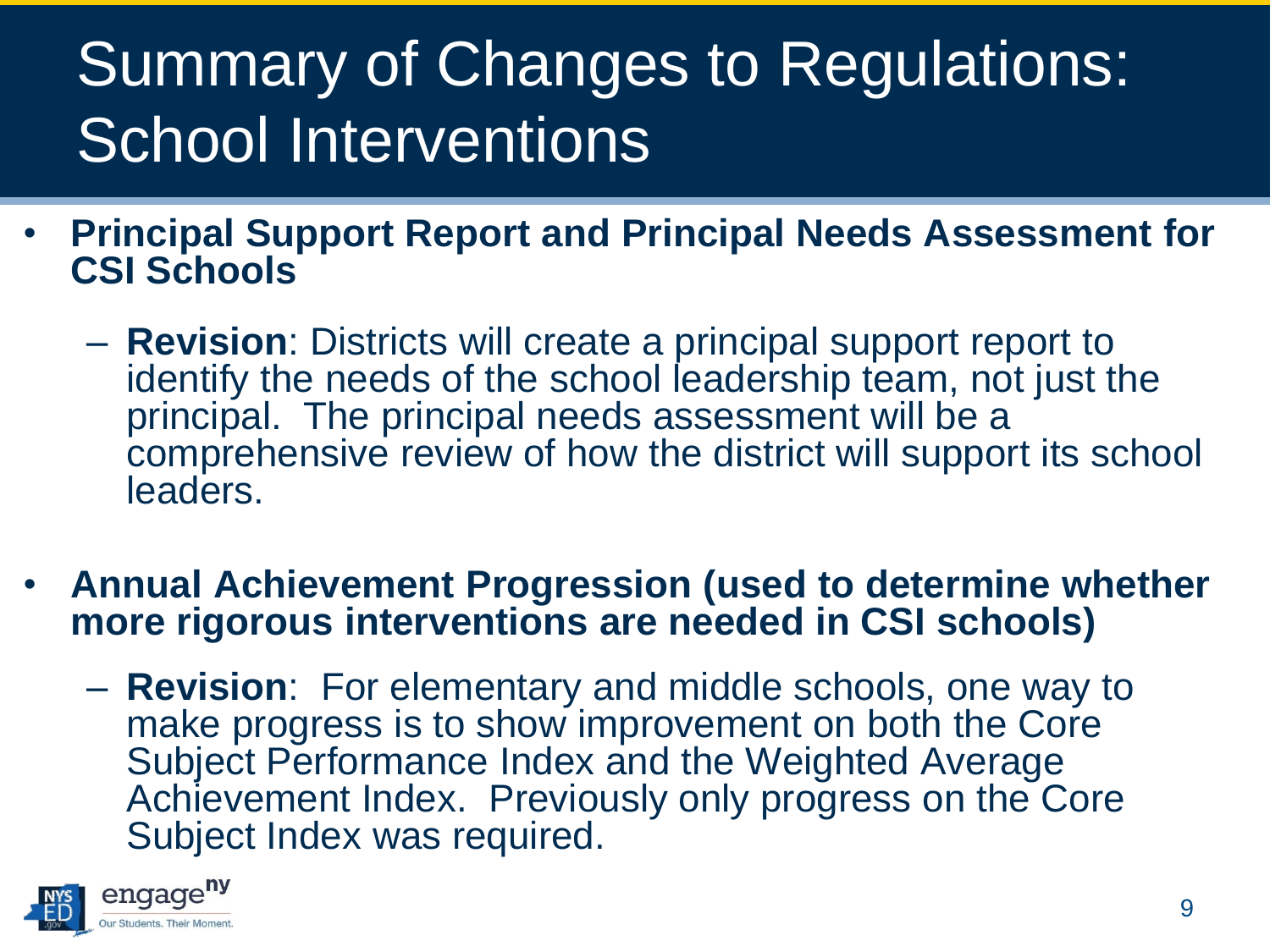# Summary of Changes to Regulations: School Interventions

- **Principal Support Report and Principal Needs Assessment for CSI Schools**
  - **Revision**: Districts will create a principal support report to identify the needs of the school leadership team, not just the principal. The principal needs assessment will be a comprehensive review of how the district will support its school leaders.

- **Annual Achievement Progression (used to determine whether more rigorous interventions are needed in CSI schools)**
  - **Revision**: For elementary and middle schools, one way to make progress is to show improvement on both the Core Subject Performance Index and the Weighted Average Achievement Index. Previously only progress on the Core Subject Index was required.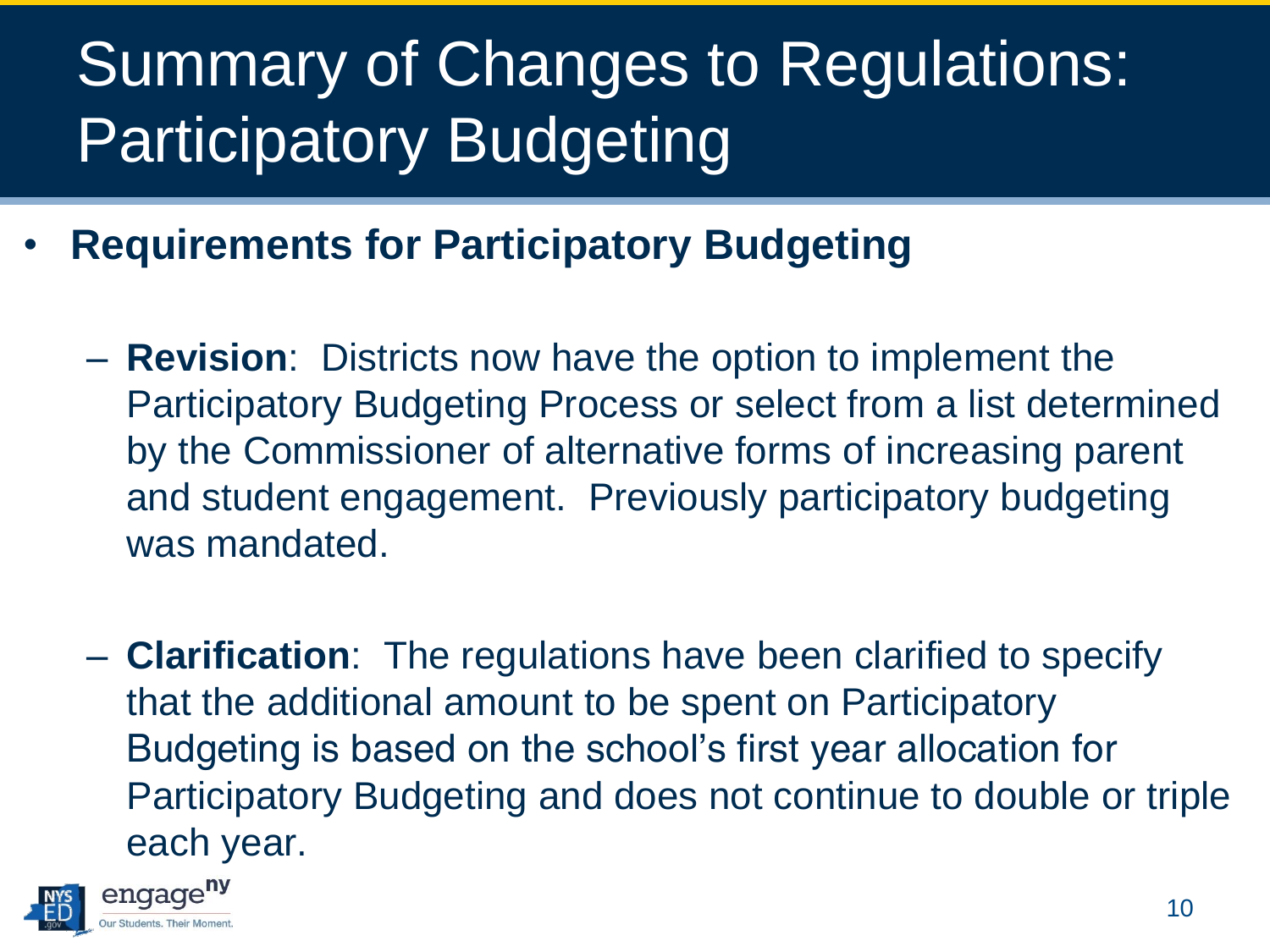# Summary of Changes to Regulations: Participatory Budgeting

- **Requirements for Participatory Budgeting**

  - **Revision**: Districts now have the option to implement the Participatory Budgeting Process or select from a list determined by the Commissioner of alternative forms of increasing parent and student engagement. Previously participatory budgeting was mandated.

  - **Clarification**: The regulations have been clarified to specify that the additional amount to be spent on Participatory Budgeting is based on the school's first year allocation for Participatory Budgeting and does not continue to double or triple each year.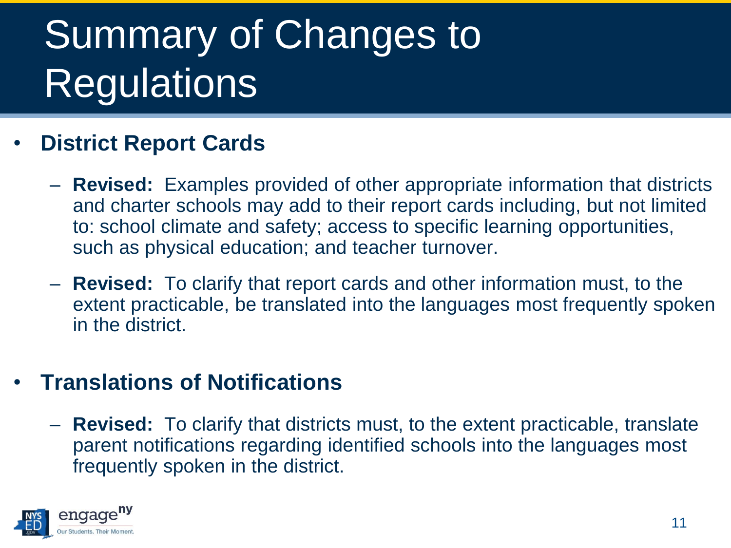# Summary of Changes to Regulations

- **District Report Cards**
  - **Revised:** Examples provided of other appropriate information that districts and charter schools may add to their report cards including, but not limited to: school climate and safety; access to specific learning opportunities, such as physical education; and teacher turnover.
  - **Revised:** To clarify that report cards and other information must, to the extent practicable, be translated into the languages most frequently spoken in the district.

- **Translations of Notifications**
  - **Revised:** To clarify that districts must, to the extent practicable, translate parent notifications regarding identified schools into the languages most frequently spoken in the district.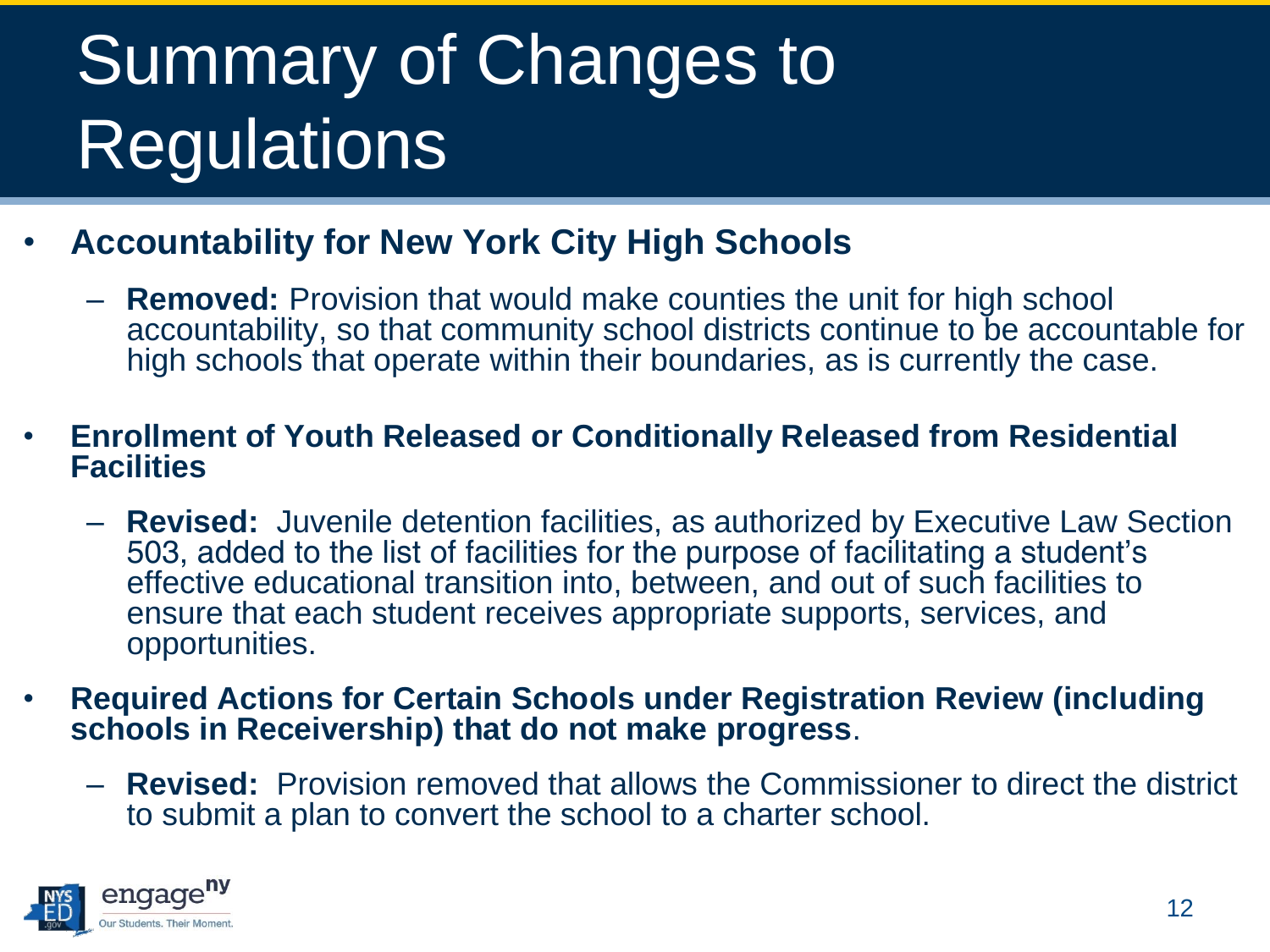# Summary of Changes to Regulations

- **Accountability for New York City High Schools**
  - **Removed:** Provision that would make counties the unit for high school accountability, so that community school districts continue to be accountable for high schools that operate within their boundaries, as is currently the case.
- **Enrollment of Youth Released or Conditionally Released from Residential Facilities**
  - **Revised:** Juvenile detention facilities, as authorized by Executive Law Section 503, added to the list of facilities for the purpose of facilitating a student's effective educational transition into, between, and out of such facilities to ensure that each student receives appropriate supports, services, and opportunities.
- **Required Actions for Certain Schools under Registration Review (including schools in Receivership) that do not make progress**.
  - **Revised:** Provision removed that allows the Commissioner to direct the district to submit a plan to convert the school to a charter school.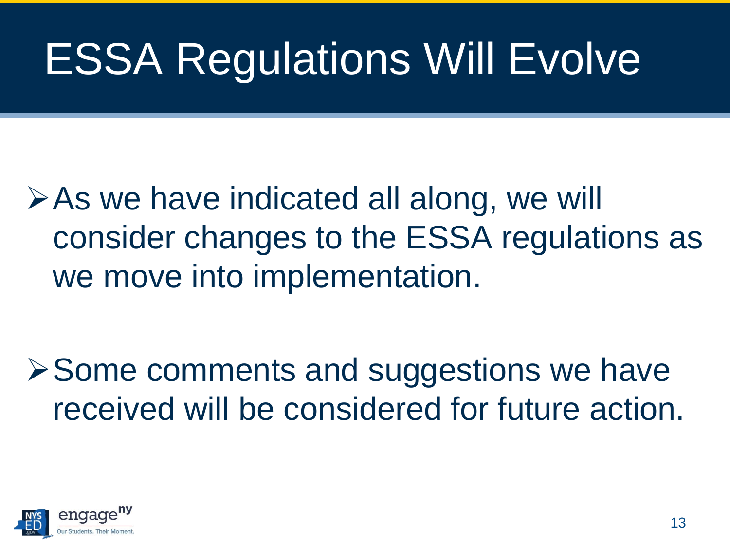# ESSA Regulations Will Evolve

- As we have indicated all along, we will consider changes to the ESSA regulations as we move into implementation.

- Some comments and suggestions we have received will be considered for future action.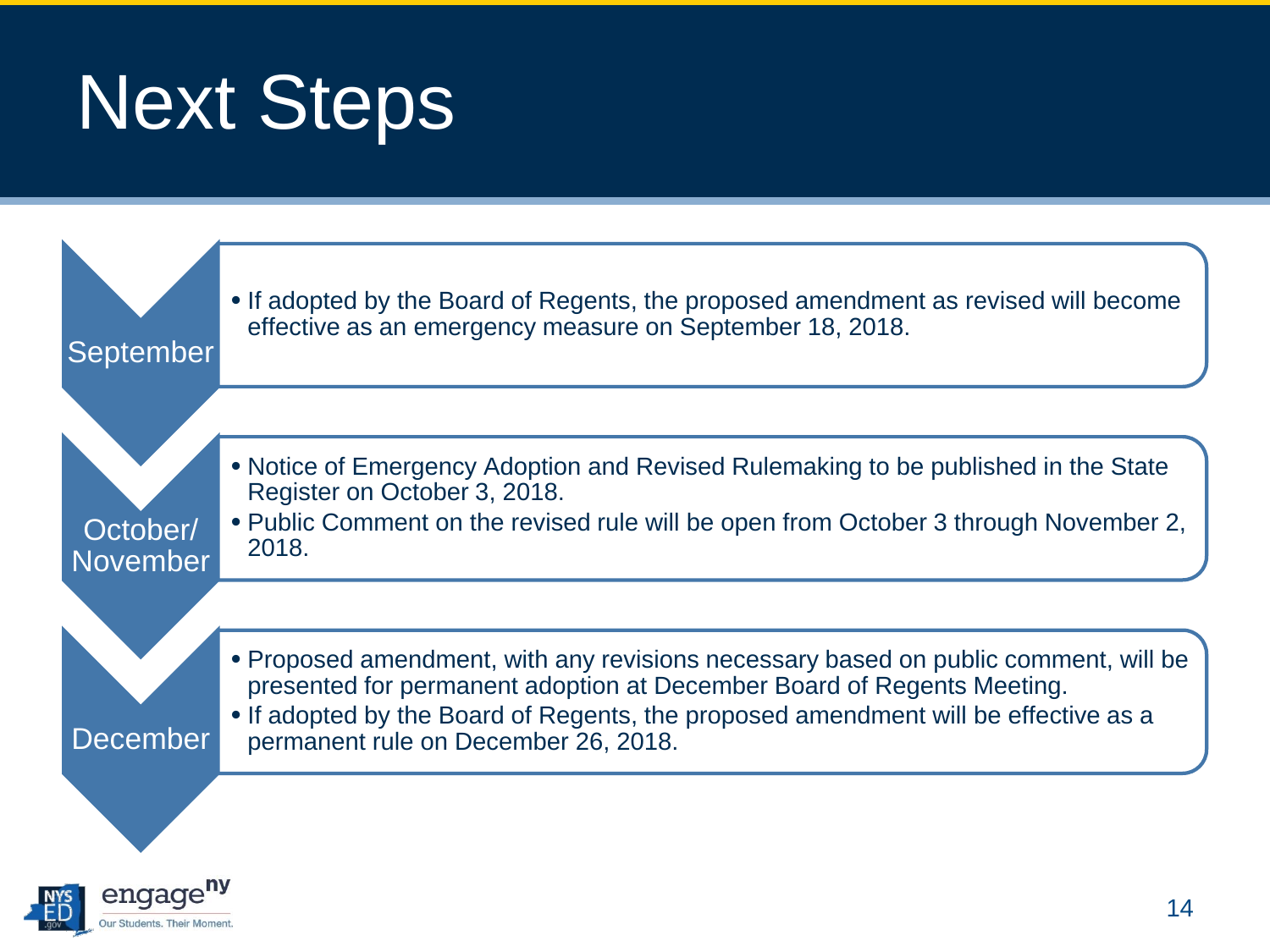# Next Steps

**September**

- If adopted by the Board of Regents, the proposed amendment as revised will become effective as an emergency measure on September 18, 2018.

**October/ November**

- Notice of Emergency Adoption and Revised Rulemaking to be published in the State Register on October 3, 2018.
- Public Comment on the revised rule will be open from October 3 through November 2, 2018.

**December**

- Proposed amendment, with any revisions necessary based on public comment, will be presented for permanent adoption at December Board of Regents Meeting.
- If adopted by the Board of Regents, the proposed amendment will be effective as a permanent rule on December 26, 2018.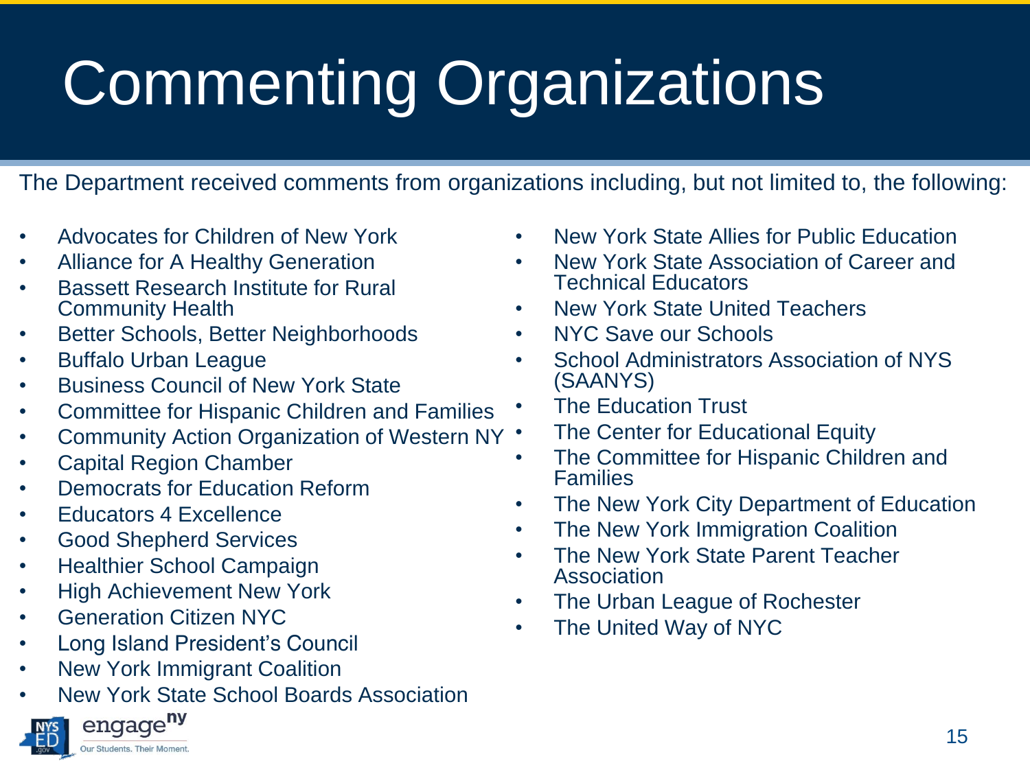# Commenting Organizations

The Department received comments from organizations including, but not limited to, the following:

- Advocates for Children of New York
- Alliance for A Healthy Generation
- Bassett Research Institute for Rural Community Health
- Better Schools, Better Neighborhoods
- Buffalo Urban League
- Business Council of New York State
- Committee for Hispanic Children and Families
- Community Action Organization of Western NY
- Capital Region Chamber
- Democrats for Education Reform
- Educators 4 Excellence
- Good Shepherd Services
- Healthier School Campaign
- High Achievement New York
- Generation Citizen NYC
- Long Island President's Council
- New York Immigrant Coalition
- New York State School Boards Association
- New York State Allies for Public Education
- New York State Association of Career and Technical Educators
- New York State United Teachers
- NYC Save our Schools
- School Administrators Association of NYS (SAANYS)
- The Education Trust
- The Center for Educational Equity
- The Committee for Hispanic Children and Families
- The New York City Department of Education
- The New York Immigration Coalition
- The New York State Parent Teacher Association
- The Urban League of Rochester
- The United Way of NYC